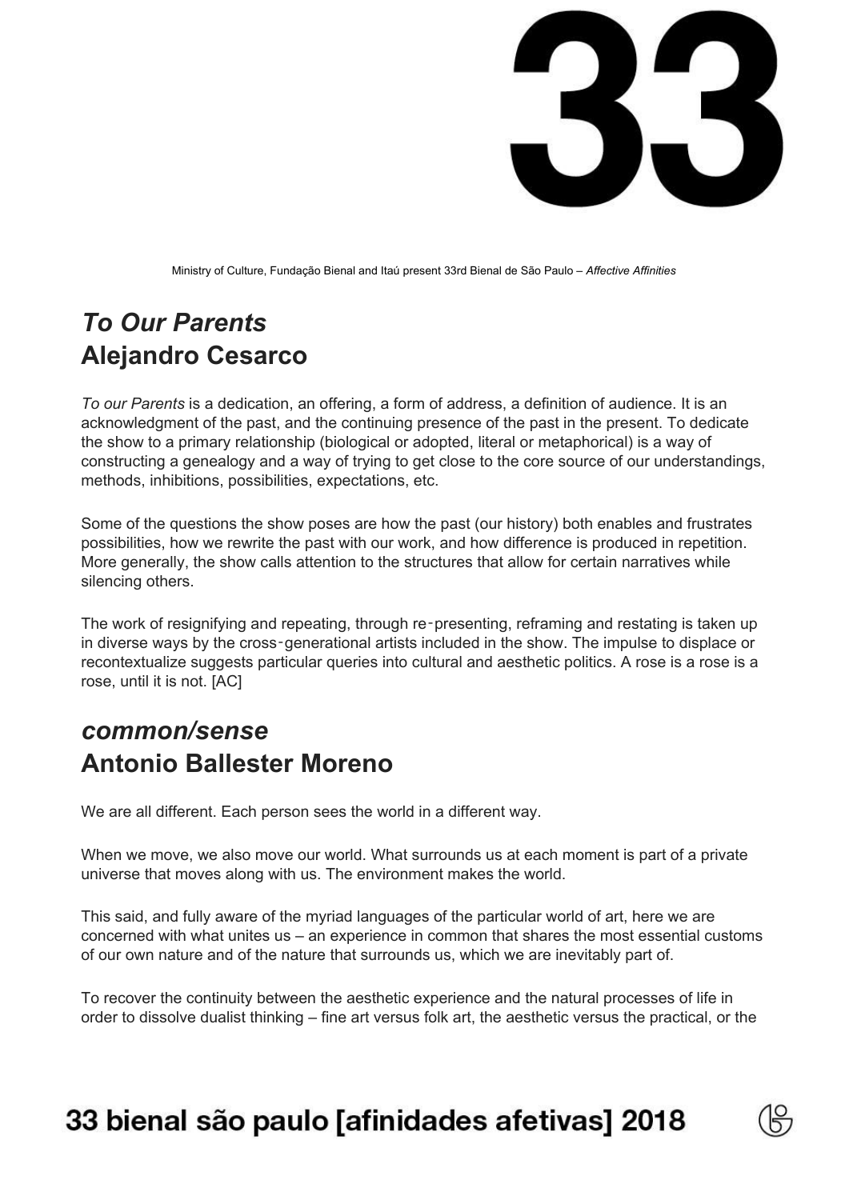Ministry of Culture, Fundação Bienal and Itaú present 33rd Bienal de São Paulo – *Affective Affinities*

## *To Our Parents*
## Alejandro Cesarco

*To our Parents* is a dedication, an offering, a form of address, a definition of audience. It is an acknowledgment of the past, and the continuing presence of the past in the present. To dedicate the show to a primary relationship (biological or adopted, literal or metaphorical) is a way of constructing a genealogy and a way of trying to get close to the core source of our understandings, methods, inhibitions, possibilities, expectations, etc.

Some of the questions the show poses are how the past (our history) both enables and frustrates possibilities, how we rewrite the past with our work, and how difference is produced in repetition. More generally, the show calls attention to the structures that allow for certain narratives while silencing others.

The work of resignifying and repeating, through re‑presenting, reframing and restating is taken up in diverse ways by the cross‑generational artists included in the show. The impulse to displace or recontextualize suggests particular queries into cultural and aesthetic politics. A rose is a rose is a rose, until it is not. [AC]

## *common/sense*
## Antonio Ballester Moreno

We are all different. Each person sees the world in a different way.

When we move, we also move our world. What surrounds us at each moment is part of a private universe that moves along with us. The environment makes the world.

This said, and fully aware of the myriad languages of the particular world of art, here we are concerned with what unites us – an experience in common that shares the most essential customs of our own nature and of the nature that surrounds us, which we are inevitably part of.

To recover the continuity between the aesthetic experience and the natural processes of life in order to dissolve dualist thinking – fine art versus folk art, the aesthetic versus the practical, or the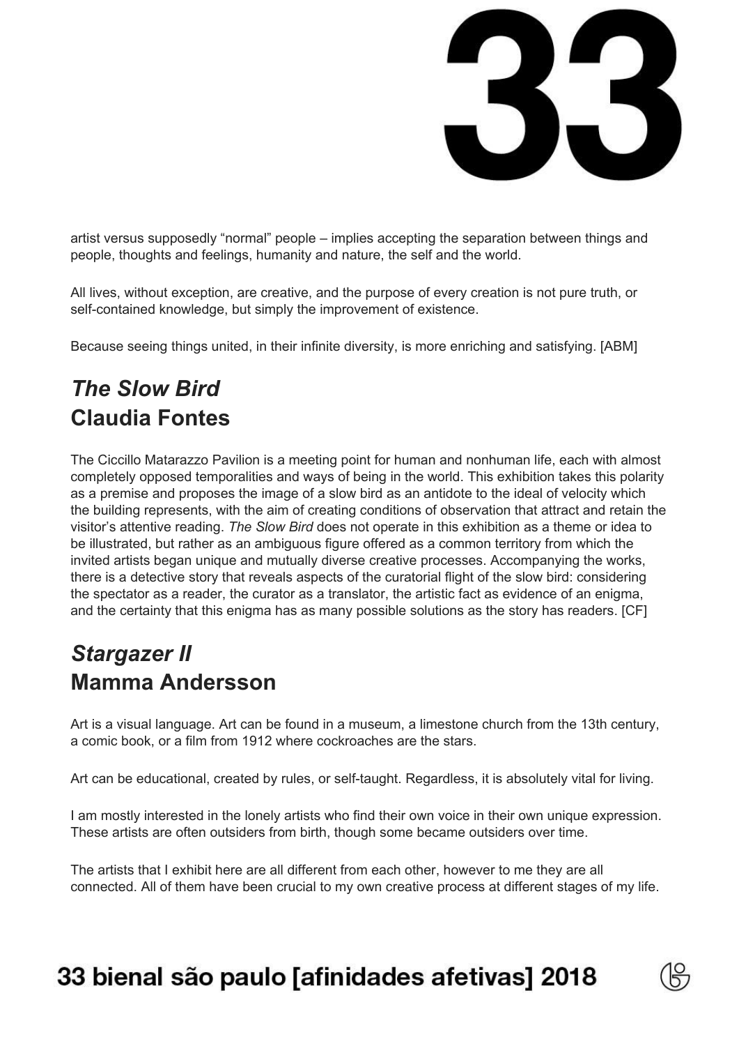artist versus supposedly “normal” people – implies accepting the separation between things and people, thoughts and feelings, humanity and nature, the self and the world.

All lives, without exception, are creative, and the purpose of every creation is not pure truth, or self-contained knowledge, but simply the improvement of existence.

Because seeing things united, in their infinite diversity, is more enriching and satisfying. [ABM]

## *The Slow Bird*
## Claudia Fontes

The Ciccillo Matarazzo Pavilion is a meeting point for human and nonhuman life, each with almost completely opposed temporalities and ways of being in the world. This exhibition takes this polarity as a premise and proposes the image of a slow bird as an antidote to the ideal of velocity which the building represents, with the aim of creating conditions of observation that attract and retain the visitor’s attentive reading. *The Slow Bird* does not operate in this exhibition as a theme or idea to be illustrated, but rather as an ambiguous figure offered as a common territory from which the invited artists began unique and mutually diverse creative processes. Accompanying the works, there is a detective story that reveals aspects of the curatorial flight of the slow bird: considering the spectator as a reader, the curator as a translator, the artistic fact as evidence of an enigma, and the certainty that this enigma has as many possible solutions as the story has readers. [CF]

## *Stargazer II*
## Mamma Andersson

Art is a visual language. Art can be found in a museum, a limestone church from the 13th century, a comic book, or a film from 1912 where cockroaches are the stars.

Art can be educational, created by rules, or self-taught. Regardless, it is absolutely vital for living.

I am mostly interested in the lonely artists who find their own voice in their own unique expression. These artists are often outsiders from birth, though some became outsiders over time.

The artists that I exhibit here are all different from each other, however to me they are all connected. All of them have been crucial to my own creative process at different stages of my life.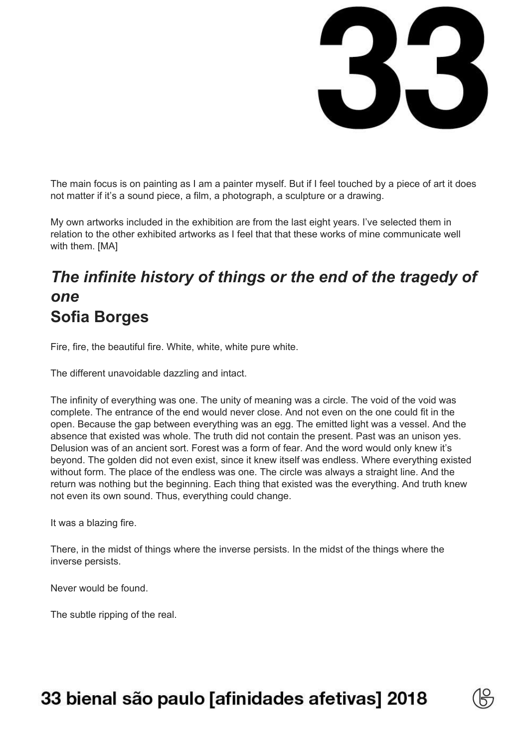The main focus is on painting as I am a painter myself. But if I feel touched by a piece of art it does not matter if it's a sound piece, a film, a photograph, a sculpture or a drawing.

My own artworks included in the exhibition are from the last eight years. I've selected them in relation to the other exhibited artworks as I feel that that these works of mine communicate well with them. [MA]

## *The infinite history of things or the end of the tragedy of one*
## Sofia Borges

Fire, fire, the beautiful fire. White, white, white pure white.

The different unavoidable dazzling and intact.

The infinity of everything was one. The unity of meaning was a circle. The void of the void was complete. The entrance of the end would never close. And not even on the one could fit in the open. Because the gap between everything was an egg. The emitted light was a vessel. And the absence that existed was whole. The truth did not contain the present. Past was an unison yes. Delusion was of an ancient sort. Forest was a form of fear. And the word would only knew it's beyond. The golden did not even exist, since it knew itself was endless. Where everything existed without form. The place of the endless was one. The circle was always a straight line. And the return was nothing but the beginning. Each thing that existed was the everything. And truth knew not even its own sound. Thus, everything could change.

It was a blazing fire.

There, in the midst of things where the inverse persists. In the midst of the things where the inverse persists.

Never would be found.

The subtle ripping of the real.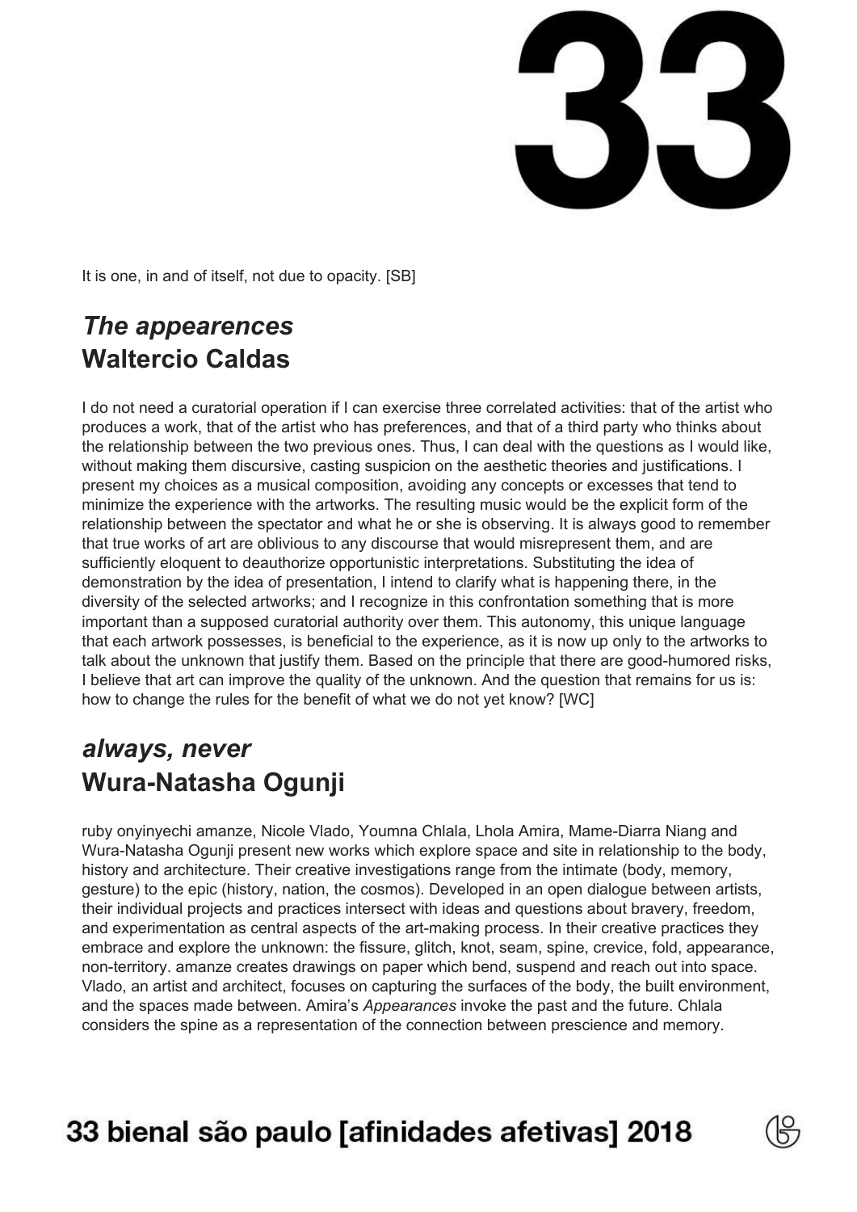It is one, in and of itself, not due to opacity. [SB]

## *The appearences*
## Waltercio Caldas

I do not need a curatorial operation if I can exercise three correlated activities: that of the artist who produces a work, that of the artist who has preferences, and that of a third party who thinks about the relationship between the two previous ones. Thus, I can deal with the questions as I would like, without making them discursive, casting suspicion on the aesthetic theories and justifications. I present my choices as a musical composition, avoiding any concepts or excesses that tend to minimize the experience with the artworks. The resulting music would be the explicit form of the relationship between the spectator and what he or she is observing. It is always good to remember that true works of art are oblivious to any discourse that would misrepresent them, and are sufficiently eloquent to deauthorize opportunistic interpretations. Substituting the idea of demonstration by the idea of presentation, I intend to clarify what is happening there, in the diversity of the selected artworks; and I recognize in this confrontation something that is more important than a supposed curatorial authority over them. This autonomy, this unique language that each artwork possesses, is beneficial to the experience, as it is now up only to the artworks to talk about the unknown that justify them. Based on the principle that there are good-humored risks, I believe that art can improve the quality of the unknown. And the question that remains for us is: how to change the rules for the benefit of what we do not yet know? [WC]

## *always, never*
## Wura-Natasha Ogunji

ruby onyinyechi amanze, Nicole Vlado, Youmna Chlala, Lhola Amira, Mame-Diarra Niang and Wura-Natasha Ogunji present new works which explore space and site in relationship to the body, history and architecture. Their creative investigations range from the intimate (body, memory, gesture) to the epic (history, nation, the cosmos). Developed in an open dialogue between artists, their individual projects and practices intersect with ideas and questions about bravery, freedom, and experimentation as central aspects of the art-making process. In their creative practices they embrace and explore the unknown: the fissure, glitch, knot, seam, spine, crevice, fold, appearance, non-territory. amanze creates drawings on paper which bend, suspend and reach out into space. Vlado, an artist and architect, focuses on capturing the surfaces of the body, the built environment, and the spaces made between. Amira's *Appearances* invoke the past and the future. Chlala considers the spine as a representation of the connection between prescience and memory.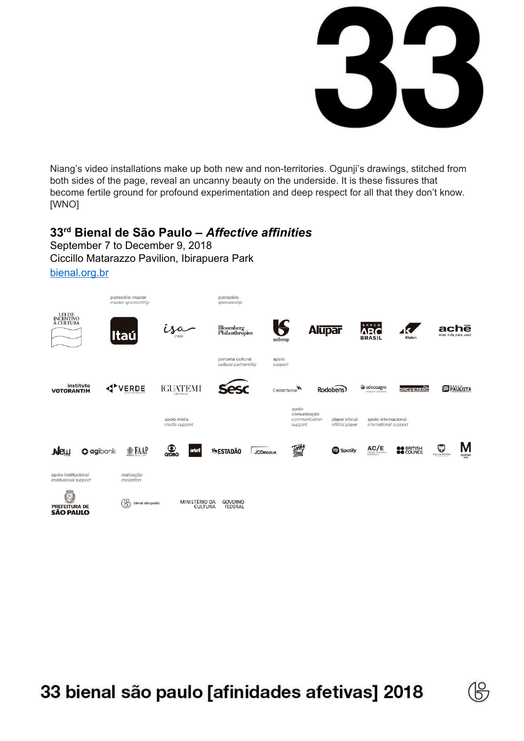Niang's video installations make up both new and non-territories. Ogunji's drawings, stitched from both sides of the page, reveal an uncanny beauty on the underside. It is these fissures that become fertile ground for profound experimentation and deep respect for all that they don't know. [WNO]

## 33rd Bienal de São Paulo – *Affective affinities*

September 7 to December 9, 2018
Ciccillo Matarazzo Pavilion, Ibirapuera Park
[bienal.org.br](http://bienal.org.br)

patrocínio master
*master sponsorship*

patrocínio
*sponsorship*

parceria cultural
*cultural partnership*

apoio
*support*

apoio mídia
*media support*

apoio comunicação
*communication support*

player oficial
*official player*

apoio internacional
*international support*

apoio institucional
*institutional support*

realização
*realization*